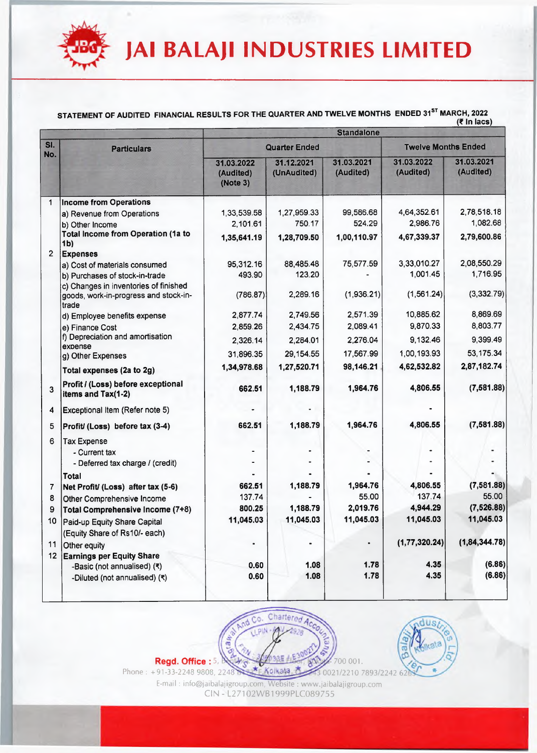# JAI BALAJI INDUSTRIES LIMITED

**STATEMENT OF AUDITED FINANCIAL RESULTS FOR THE QUARTER AND TWELVE MONTHS ENDED 31[ST] MARCH, 2022**

(₹ In lacs)

| Sl. No. | Particulars | Standalone | | | | |
|---|---|---|---|---|---|---|
| | | Quarter Ended | | | Twelve Months Ended | |
| | | 31.03.2022 (Audited) (Note 3) | 31.12.2021 (UnAudited) | 31.03.2021 (Audited) | 31.03.2022 (Audited) | 31.03.2021 (Audited) |
| 1 | **Income from Operations** | | | | | |
| | a) Revenue from Operations | 1,33,539.58 | 1,27,959.33 | 99,586.68 | 4,64,352.61 | 2,78,518.18 |
| | b) Other Income | 2,101.61 | 750.17 | 524.29 | 2,986.76 | 1,082.68 |
| | **Total Income from Operation (1a to 1b)** | **1,35,641.19** | **1,28,709.50** | **1,00,110.97** | **4,67,339.37** | **2,79,600.86** |
| 2 | **Expenses** | | | | | |
| | a) Cost of materials consumed | 95,312.16 | 88,485.48 | 75,577.59 | 3,33,010.27 | 2,08,550.29 |
| | b) Purchases of stock-in-trade | 493.90 | 123.20 | - | 1,001.45 | 1,716.95 |
| | c) Changes in inventories of finished goods, work-in-progress and stock-in-trade | (786.87) | 2,289.16 | (1,936.21) | (1,561.24) | (3,332.79) |
| | d) Employee benefits expense | 2,877.74 | 2,749.56 | 2,571.39 | 10,885.62 | 8,869.69 |
| | e) Finance Cost | 2,859.26 | 2,434.75 | 2,089.41 | 9,870.33 | 8,803.77 |
| | f) Depreciation and amortisation expense | 2,326.14 | 2,284.01 | 2,276.04 | 9,132.46 | 9,399.49 |
| | g) Other Expenses | 31,896.35 | 29,154.55 | 17,567.99 | 1,00,193.93 | 53,175.34 |
| | **Total expenses (2a to 2g)** | **1,34,978.68** | **1,27,520.71** | **98,146.21** | **4,62,532.82** | **2,87,182.74** |
| 3 | **Profit / (Loss) before exceptional items and Tax(1-2)** | **662.51** | **1,188.79** | **1,964.76** | **4,806.55** | **(7,581.88)** |
| 4 | Exceptional Item (Refer note 5) | - | - | | - | |
| 5 | **Profit/ (Loss) before tax (3-4)** | **662.51** | **1,188.79** | **1,964.76** | **4,806.55** | **(7,581.88)** |
| 6 | Tax Expense | | | | | |
| | - Current tax | - | - | - | - | - |
| | - Deferred tax charge / (credit) | - | - | - | - | - |
| | **Total** | - | - | - | - | - |
| 7 | **Net Profit/ (Loss) after tax (5-6)** | **662.51** | **1,188.79** | **1,964.76** | **4,806.55** | **(7,581.88)** |
| 8 | Other Comprehensive Income | 137.74 | - | 55.00 | 137.74 | 55.00 |
| 9 | **Total Comprehensive Income (7+8)** | **800.25** | **1,188.79** | **2,019.76** | **4,944.29** | **(7,526.88)** |
| 10 | Paid-up Equity Share Capital (Equity Share of Rs10/- each) | **11,045.03** | **11,045.03** | **11,045.03** | **11,045.03** | **11,045.03** |
| 11 | Other equity | - | - | - | **(1,77,320.24)** | **(1,84,344.78)** |
| 12 | **Earnings per Equity Share** | | | | | |
| | -Basic (not annualised) (₹) | **0.60** | **1.08** | **1.78** | **4.35** | **(6.86)** |
| | -Diluted (not annualised) (₹) | **0.60** | **1.08** | **1.78** | **4.35** | **(6.86)** |

**Regd. Office :** 5, B... 700 001.
Phone : +91-33-2248 9808, 2248 ... 0021/2210 7893/2242 62..
E-mail : info@jaibalajigroup.com, Website : www.jaibalajigroup.com
CIN - L27102WB1999PLC089755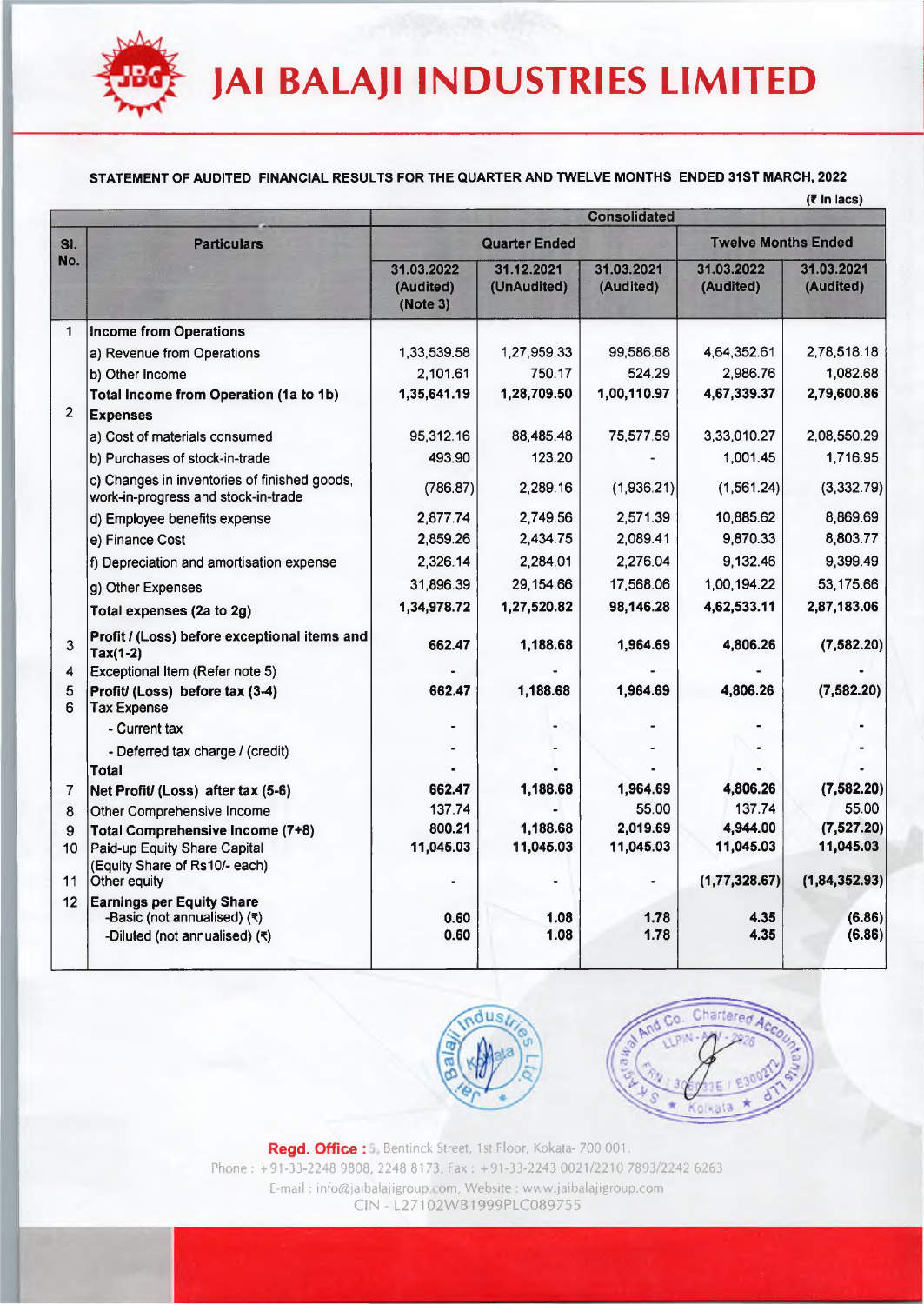# JAI BALAJI INDUSTRIES LIMITED

**STATEMENT OF AUDITED FINANCIAL RESULTS FOR THE QUARTER AND TWELVE MONTHS ENDED 31ST MARCH, 2022**

(₹ In lacs)

| Sl. No. | Particulars | Consolidated | | | | |
|---|---|---|---|---|---|---|
| | | Quarter Ended | | | Twelve Months Ended | |
| | | 31.03.2022 (Audited) (Note 3) | 31.12.2021 (UnAudited) | 31.03.2021 (Audited) | 31.03.2022 (Audited) | 31.03.2021 (Audited) |
| 1 | **Income from Operations** | | | | | |
| | a) Revenue from Operations | 1,33,539.58 | 1,27,959.33 | 99,586.68 | 4,64,352.61 | 2,78,518.18 |
| | b) Other Income | 2,101.61 | 750.17 | 524.29 | 2,986.76 | 1,082.68 |
| | **Total Income from Operation (1a to 1b)** | **1,35,641.19** | **1,28,709.50** | **1,00,110.97** | **4,67,339.37** | **2,79,600.86** |
| 2 | **Expenses** | | | | | |
| | a) Cost of materials consumed | 95,312.16 | 88,485.48 | 75,577.59 | 3,33,010.27 | 2,08,550.29 |
| | b) Purchases of stock-in-trade | 493.90 | 123.20 | - | 1,001.45 | 1,716.95 |
| | c) Changes in inventories of finished goods, work-in-progress and stock-in-trade | (786.87) | 2,289.16 | (1,936.21) | (1,561.24) | (3,332.79) |
| | d) Employee benefits expense | 2,877.74 | 2,749.56 | 2,571.39 | 10,885.62 | 8,869.69 |
| | e) Finance Cost | 2,859.26 | 2,434.75 | 2,089.41 | 9,870.33 | 8,803.77 |
| | f) Depreciation and amortisation expense | 2,326.14 | 2,284.01 | 2,276.04 | 9,132.46 | 9,399.49 |
| | g) Other Expenses | 31,896.39 | 29,154.66 | 17,568.06 | 1,00,194.22 | 53,175.66 |
| | **Total expenses (2a to 2g)** | **1,34,978.72** | **1,27,520.82** | **98,146.28** | **4,62,533.11** | **2,87,183.06** |
| 3 | **Profit / (Loss) before exceptional items and Tax(1-2)** | **662.47** | **1,188.68** | **1,964.69** | **4,806.26** | **(7,582.20)** |
| 4 | Exceptional Item (Refer note 5) | - | - | - | - | - |
| 5 | **Profit/ (Loss) before tax (3-4)** | **662.47** | **1,188.68** | **1,964.69** | **4,806.26** | **(7,582.20)** |
| 6 | Tax Expense | | | | | |
| | - Current tax | - | - | - | - | - |
| | - Deferred tax charge / (credit) | - | - | - | - | - |
| | **Total** | - | - | - | - | - |
| 7 | **Net Profit/ (Loss) after tax (5-6)** | **662.47** | **1,188.68** | **1,964.69** | **4,806.26** | **(7,582.20)** |
| 8 | Other Comprehensive Income | 137.74 | - | 55.00 | 137.74 | 55.00 |
| 9 | **Total Comprehensive Income (7+8)** | **800.21** | **1,188.68** | **2,019.69** | **4,944.00** | **(7,527.20)** |
| 10 | Paid-up Equity Share Capital (Equity Share of Rs10/- each) | **11,045.03** | **11,045.03** | **11,045.03** | **11,045.03** | **11,045.03** |
| 11 | Other equity | - | - | - | **(1,77,328.67)** | **(1,84,352.93)** |
| 12 | **Earnings per Equity Share** | | | | | |
| | -Basic (not annualised) (₹) | 0.60 | 1.08 | 1.78 | 4.35 | (6.86) |
| | -Diluted (not annualised) (₹) | 0.60 | 1.08 | 1.78 | 4.35 | (6.86) |

**Regd. Office :** 5, Bentinck Street, 1st Floor, Kokata- 700 001.
Phone : +91-33-2248 9808, 2248 8173, Fax : +91-33-2243 0021/2210 7893/2242 6263
E-mail : info@jaibalajigroup.com, Website : www.jaibalajigroup.com
CIN - L27102WB1999PLC089755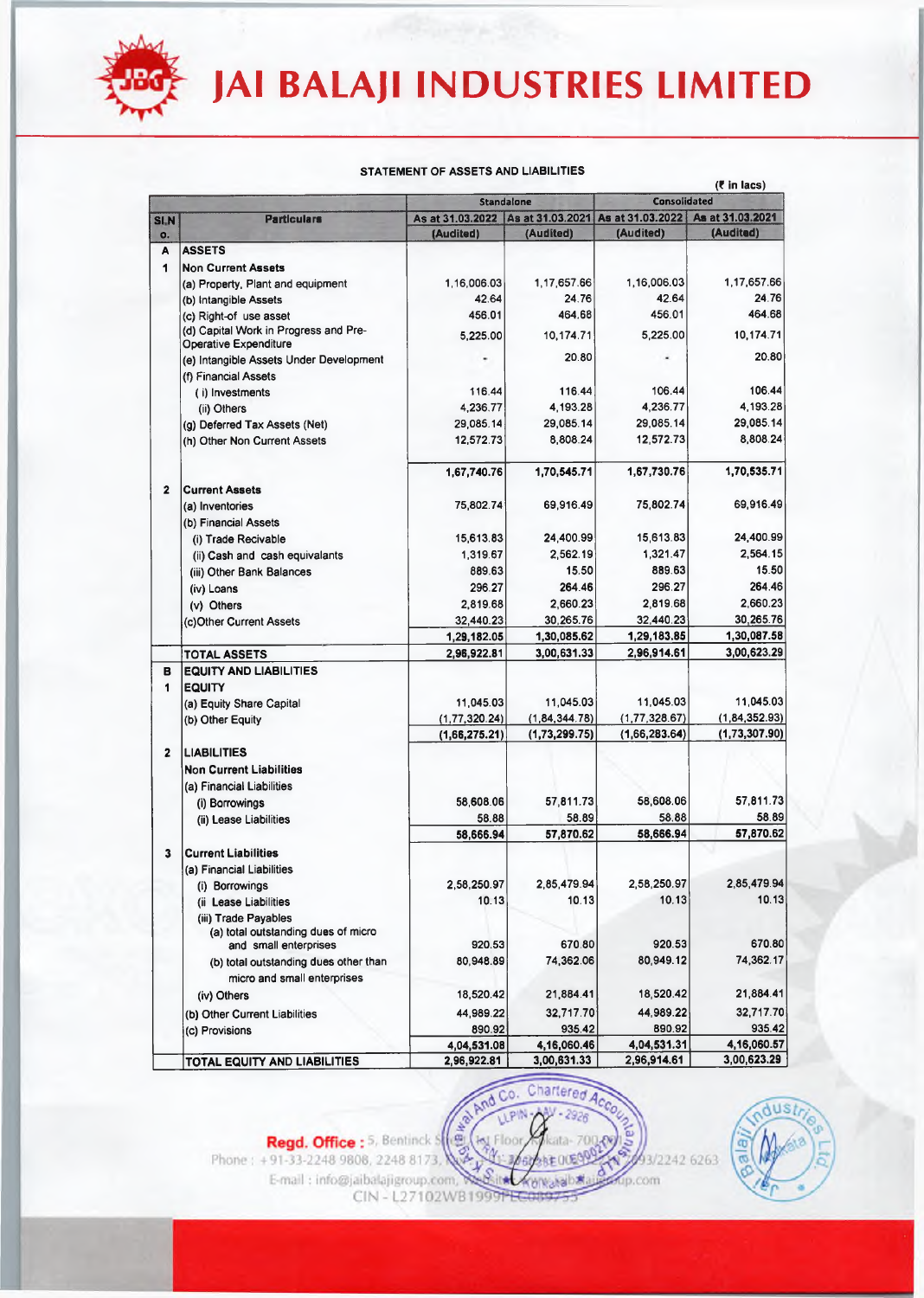# JAI BALAJI INDUSTRIES LIMITED

## STATEMENT OF ASSETS AND LIABILITIES

(₹ in lacs)

| Sl.No. | Particulars | Standalone | | Consolidated | |
|---|---|---|---|---|---|
| | | As at 31.03.2022 (Audited) | As at 31.03.2021 (Audited) | As at 31.03.2022 (Audited) | As at 31.03.2021 (Audited) |
| **A** | **ASSETS** | | | | |
| **1** | **Non Current Assets** | | | | |
| | (a) Property, Plant and equipment | 1,16,006.03 | 1,17,657.66 | 1,16,006.03 | 1,17,657.66 |
| | (b) Intangible Assets | 42.64 | 24.76 | 42.64 | 24.76 |
| | (c) Right-of use asset | 456.01 | 464.68 | 456.01 | 464.68 |
| | (d) Capital Work in Progress and Pre-Operative Expenditure | 5,225.00 | 10,174.71 | 5,225.00 | 10,174.71 |
| | (e) Intangible Assets Under Development | - | 20.80 | - | 20.80 |
| | (f) Financial Assets | | | | |
| | (i) Investments | 116.44 | 116.44 | 106.44 | 106.44 |
| | (ii) Others | 4,236.77 | 4,193.28 | 4,236.77 | 4,193.28 |
| | (g) Deferred Tax Assets (Net) | 29,085.14 | 29,085.14 | 29,085.14 | 29,085.14 |
| | (h) Other Non Current Assets | 12,572.73 | 8,808.24 | 12,572.73 | 8,808.24 |
| | | 1,67,740.76 | 1,70,545.71 | 1,67,730.76 | 1,70,535.71 |
| **2** | **Current Assets** | | | | |
| | (a) Inventories | 75,802.74 | 69,916.49 | 75,802.74 | 69,916.49 |
| | (b) Financial Assets | | | | |
| | (i) Trade Recivable | 15,613.83 | 24,400.99 | 15,613.83 | 24,400.99 |
| | (ii) Cash and cash equivalants | 1,319.67 | 2,562.19 | 1,321.47 | 2,564.15 |
| | (iii) Other Bank Balances | 889.63 | 15.50 | 889.63 | 15.50 |
| | (iv) Loans | 296.27 | 264.46 | 296.27 | 264.46 |
| | (v) Others | 2,819.68 | 2,660.23 | 2,819.68 | 2,660.23 |
| | (c) Other Current Assets | 32,440.23 | 30,265.76 | 32,440.23 | 30,265.76 |
| | | 1,29,182.05 | 1,30,085.62 | 1,29,183.85 | 1,30,087.58 |
| | **TOTAL ASSETS** | 2,96,922.81 | 3,00,631.33 | 2,96,914.61 | 3,00,623.29 |
| **B** | **EQUITY AND LIABILITIES** | | | | |
| **1** | **EQUITY** | | | | |
| | (a) Equity Share Capital | 11,045.03 | 11,045.03 | 11,045.03 | 11,045.03 |
| | (b) Other Equity | (1,77,320.24) | (1,84,344.78) | (1,77,328.67) | (1,84,352.93) |
| | | (1,66,275.21) | (1,73,299.75) | (1,66,283.64) | (1,73,307.90) |
| **2** | **LIABILITIES** | | | | |
| | **Non Current Liabilities** | | | | |
| | (a) Financial Liabilities | | | | |
| | (i) Borrowings | 58,608.06 | 57,811.73 | 58,608.06 | 57,811.73 |
| | (ii) Lease Liabilities | 58.88 | 58.89 | 58.88 | 58.89 |
| | | 58,666.94 | 57,870.62 | 58,666.94 | 57,870.62 |
| **3** | **Current Liabilities** | | | | |
| | (a) Financial Liabilities | | | | |
| | (i) Borrowings | 2,58,250.97 | 2,85,479.94 | 2,58,250.97 | 2,85,479.94 |
| | (ii Lease Liabilities | 10.13 | 10.13 | 10.13 | 10.13 |
| | (iii) Trade Payables | | | | |
| | (a) total outstanding dues of micro and small enterprises | 920.53 | 670.80 | 920.53 | 670.80 |
| | (b) total outstanding dues other than micro and small enterprises | 80,948.89 | 74,362.06 | 80,949.12 | 74,362.17 |
| | (iv) Others | 18,520.42 | 21,884.41 | 18,520.42 | 21,884.41 |
| | (b) Other Current Liabilities | 44,989.22 | 32,717.70 | 44,989.22 | 32,717.70 |
| | (c) Provisions | 890.92 | 935.42 | 890.92 | 935.42 |
| | | 4,04,531.08 | 4,16,060.46 | 4,04,531.31 | 4,16,060.57 |
| | **TOTAL EQUITY AND LIABILITIES** | 2,96,922.81 | 3,00,631.33 | 2,96,914.61 | 3,00,623.29 |

**Regd. Office :** 5, Bentinck Street, 1st Floor, Kolkata- 700 001
Phone : +91-33-2248 9808, 2248 8173, Fax : +91-33-2243 0021/2242 6263
E-mail : info@jaibalajigroup.com, Website : www.jaibalajigroup.com
CIN - L27102WB1999PLC089755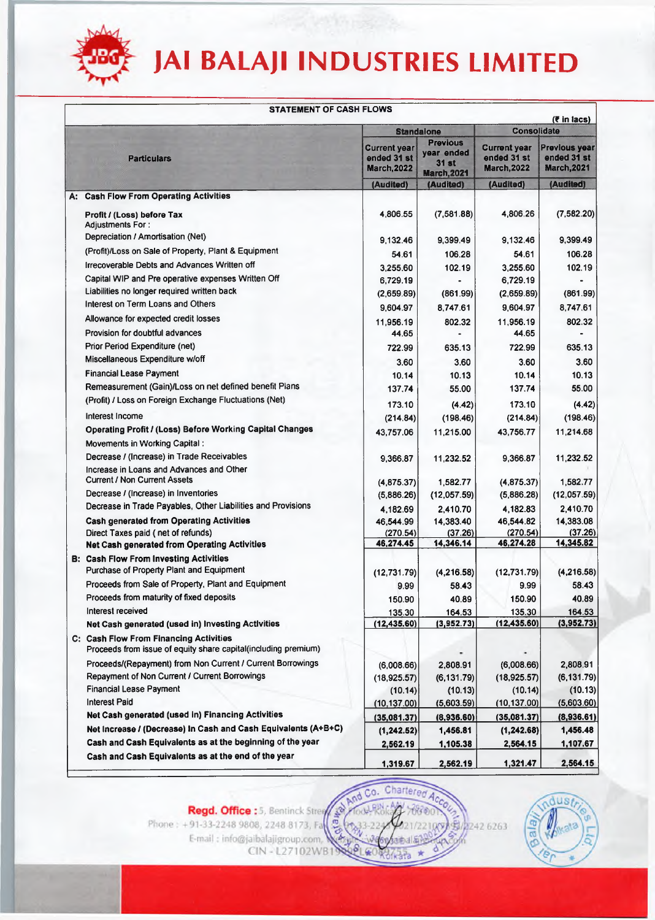# JAI BALAJI INDUSTRIES LIMITED

**STATEMENT OF CASH FLOWS**

(₹ in lacs)

| Particulars | Standalone | | Consolidate | |
|---|---|---|---|---|
| | Current year ended 31 st March,2022 | Previous year ended 31 st March,2021 | Current year ended 31 st March,2022 | Previous year ended 31 st March,2021 |
| | (Audited) | (Audited) | (Audited) | (Audited) |
| **A: Cash Flow From Operating Activities** | | | | |
| **Profit / (Loss) before Tax** | 4,806.55 | (7,581.88) | 4,806.26 | (7,582.20) |
| Adjustments For : | | | | |
| Depreciation / Amortisation (Net) | 9,132.46 | 9,399.49 | 9,132.46 | 9,399.49 |
| (Profit)/Loss on Sale of Property, Plant & Equipment | 54.61 | 106.28 | 54.61 | 106.28 |
| Irrecoverable Debts and Advances Written off | 3,255.60 | 102.19 | 3,255.60 | 102.19 |
| Capital WIP and Pre operative expenses Written Off | 6,729.19 | - | 6,729.19 | - |
| Liabilities no longer required written back | (2,659.89) | (861.99) | (2,659.89) | (861.99) |
| Interest on Term Loans and Others | 9,604.97 | 8,747.61 | 9,604.97 | 8,747.61 |
| Allowance for expected credit losses | 11,956.19 | 802.32 | 11,956.19 | 802.32 |
| Provision for doubtful advances | 44.65 | - | 44.65 | - |
| Prior Period Expenditure (net) | 722.99 | 635.13 | 722.99 | 635.13 |
| Miscellaneous Expenditure w/off | 3.60 | 3.60 | 3.60 | 3.60 |
| Financial Lease Payment | 10.14 | 10.13 | 10.14 | 10.13 |
| Remeasurement (Gain)/Loss on net defined benefit Plans | 137.74 | 55.00 | 137.74 | 55.00 |
| (Profit) / Loss on Foreign Exchange Fluctuations (Net) | 173.10 | (4.42) | 173.10 | (4.42) |
| Interest Income | (214.84) | (198.46) | (214.84) | (198.46) |
| **Operating Profit / (Loss) Before Working Capital Changes** | 43,757.06 | 11,215.00 | 43,756.77 | 11,214.68 |
| Movements in Working Capital : | | | | |
| Decrease / (Increase) in Trade Receivables | 9,366.87 | 11,232.52 | 9,366.87 | 11,232.52 |
| Increase in Loans and Advances and Other Current / Non Current Assets | (4,875.37) | 1,582.77 | (4,875.37) | 1,582.77 |
| Decrease / (Increase) in Inventories | (5,886.26) | (12,057.59) | (5,886.28) | (12,057.59) |
| Decrease in Trade Payables, Other Liabilities and Provisions | 4,182.69 | 2,410.70 | 4,182.83 | 2,410.70 |
| **Cash generated from Operating Activities** | 46,544.99 | 14,383.40 | 46,544.82 | 14,383.08 |
| Direct Taxes paid ( net of refunds) | (270.54) | (37.26) | (270.54) | (37.26) |
| **Net Cash generated from Operating Activities** | 46,274.45 | 14,346.14 | 46,274.28 | 14,345.82 |
| **B: Cash Flow From Investing Activities** | | | | |
| Purchase of Property Plant and Equipment | (12,731.79) | (4,216.58) | (12,731.79) | (4,216.58) |
| Proceeds from Sale of Property, Plant and Equipment | 9.99 | 58.43 | 9.99 | 58.43 |
| Proceeds from maturity of fixed deposits | 150.90 | 40.89 | 150.90 | 40.89 |
| Interest received | 135.30 | 164.53 | 135.30 | 164.53 |
| **Net Cash generated (used in) Investing Activities** | (12,435.60) | (3,952.73) | (12,435.60) | (3,952.73) |
| **C: Cash Flow From Financing Activities** | | | | |
| Proceeds from issue of equity share capital(including premium) | | - | - | |
| Proceeds/(Repayment) from Non Current / Current Borrowings | (6,008.66) | 2,808.91 | (6,008.66) | 2,808.91 |
| Repayment of Non Current / Current Borrowings | (18,925.57) | (6,131.79) | (18,925.57) | (6,131.79) |
| Financial Lease Payment | (10.14) | (10.13) | (10.14) | (10.13) |
| Interest Paid | (10,137.00) | (5,603.59) | (10,137.00) | (5,603.60) |
| **Net Cash generated (used In) Financing Activities** | (35,081.37) | (8,936.60) | (35,081.37) | (8,936.61) |
| **Net Increase / (Decrease) In Cash and Cash Equivalents (A+B+C)** | (1,242.52) | 1,456.81 | (1,242.68) | 1,456.48 |
| **Cash and Cash Equivalents as at the beginning of the year** | 2,562.19 | 1,105.38 | 2,564.15 | 1,107.67 |
| **Cash and Cash Equivalents as at the end of the year** | 1,319.67 | 2,562.19 | 1,321.47 | 2,564.15 |

**Regd. Office :** 5, Bentinck Street, ... Floor, Kolkata - 700001
Phone : +91-33-2248 9808, 2248 8173, Fax : +91-33-2243 0021/2210 ... 2242 6263
E-mail : info@jaibalajigroup.com, Website : www.jaibalajigroup.com
CIN - L27102WB1999PLC089755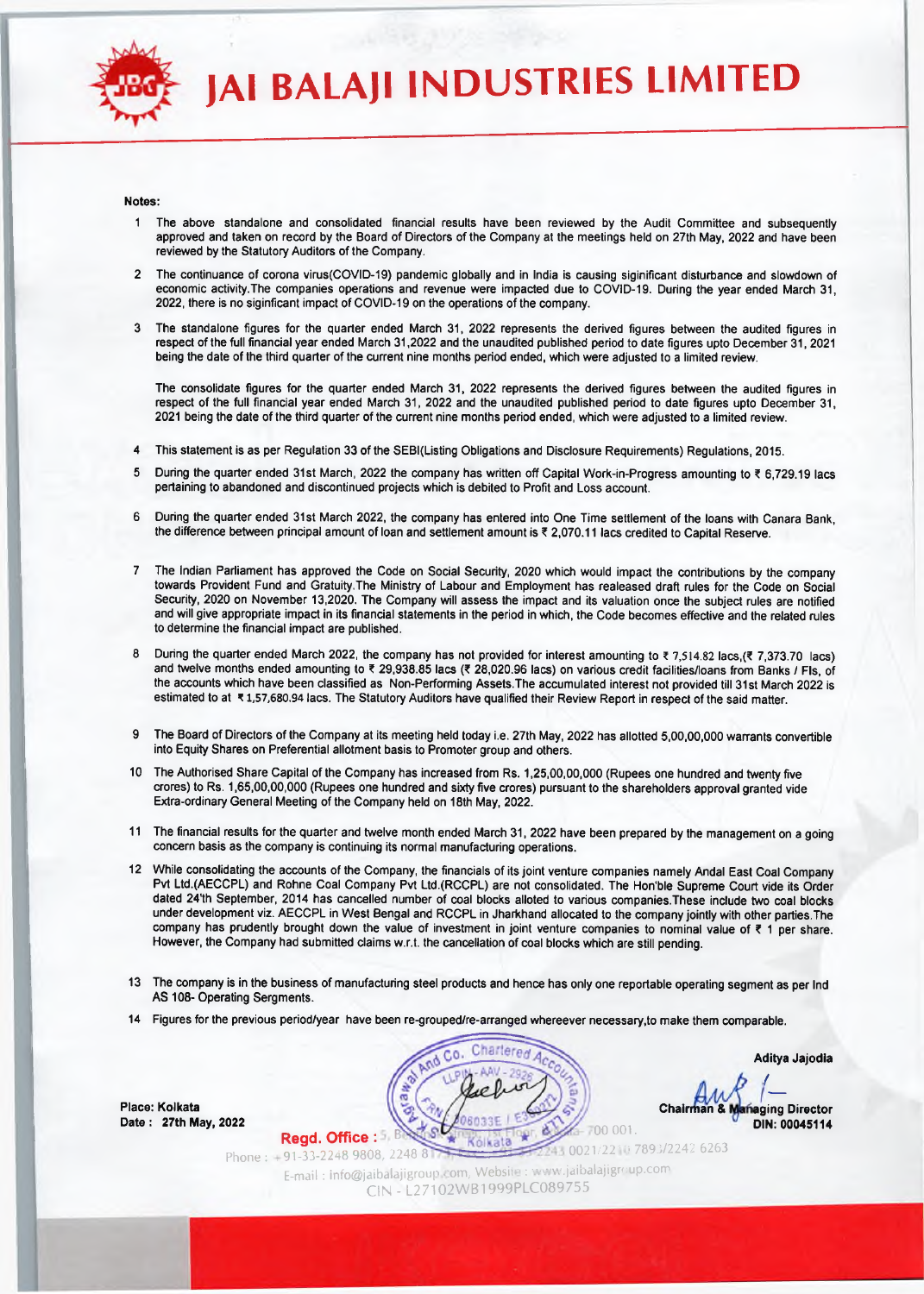# JAI BALAJI INDUSTRIES LIMITED

**Notes:**

1. The above standalone and consolidated financial results have been reviewed by the Audit Committee and subsequently approved and taken on record by the Board of Directors of the Company at the meetings held on 27th May, 2022 and have been reviewed by the Statutory Auditors of the Company.

2. The continuance of corona virus(COVID-19) pandemic globally and in India is causing siginificant disturbance and slowdown of economic activity.The companies operations and revenue were impacted due to COVID-19. During the year ended March 31, 2022, there is no siginficant impact of COVID-19 on the operations of the company.

3. The standalone figures for the quarter ended March 31, 2022 represents the derived figures between the audited figures in respect of the full financial year ended March 31,2022 and the unaudited published period to date figures upto December 31, 2021 being the date of the third quarter of the current nine months period ended, which were adjusted to a limited review.

   The consolidate figures for the quarter ended March 31, 2022 represents the derived figures between the audited figures in respect of the full financial year ended March 31, 2022 and the unaudited published period to date figures upto December 31, 2021 being the date of the third quarter of the current nine months period ended, which were adjusted to a limited review.

4. This statement is as per Regulation 33 of the SEBI(Listing Obligations and Disclosure Requirements) Regulations, 2015.

5. During the quarter ended 31st March, 2022 the company has written off Capital Work-in-Progress amounting to ₹ 6,729.19 lacs pertaining to abandoned and discontinued projects which is debited to Profit and Loss account.

6. During the quarter ended 31st March 2022, the company has entered into One Time settlement of the loans with Canara Bank, the difference between principal amount of loan and settlement amount is ₹ 2,070.11 lacs credited to Capital Reserve.

7. The Indian Parliament has approved the Code on Social Security, 2020 which would impact the contributions by the company towards Provident Fund and Gratuity.The Ministry of Labour and Employment has realeased draft rules for the Code on Social Security, 2020 on November 13,2020. The Company will assess the impact and its valuation once the subject rules are notified and will give appropriate impact in its financial statements in the period in which, the Code becomes effective and the related rules to determine the financial impact are published.

8. During the quarter ended March 2022, the company has not provided for interest amounting to ₹ 7,514.82 lacs,(₹ 7,373.70 lacs) and twelve months ended amounting to ₹ 29,938.85 lacs (₹ 28,020.96 lacs) on various credit facilities/loans from Banks / FIs, of the accounts which have been classified as Non-Performing Assets.The accumulated interest not provided till 31st March 2022 is estimated to at ₹ 1,57,680.94 lacs. The Statutory Auditors have qualified their Review Report in respect of the said matter.

9. The Board of Directors of the Company at its meeting held today i.e. 27th May, 2022 has allotted 5,00,00,000 warrants convertible into Equity Shares on Preferential allotment basis to Promoter group and others.

10. The Authorised Share Capital of the Company has increased from Rs. 1,25,00,00,000 (Rupees one hundred and twenty five crores) to Rs. 1,65,00,00,000 (Rupees one hundred and sixty five crores) pursuant to the shareholders approval granted vide Extra-ordinary General Meeting of the Company held on 18th May, 2022.

11. The financial results for the quarter and twelve month ended March 31, 2022 have been prepared by the management on a going concern basis as the company is continuing its normal manufacturing operations.

12. While consolidating the accounts of the Company, the financials of its joint venture companies namely Andal East Coal Company Pvt Ltd.(AECCPL) and Rohne Coal Company Pvt Ltd.(RCCPL) are not consolidated. The Hon'ble Supreme Court vide its Order dated 24'th September, 2014 has cancelled number of coal blocks alloted to various companies.These include two coal blocks under development viz. AECCPL in West Bengal and RCCPL in Jharkhand allocated to the company jointly with other parties.The company has prudently brought down the value of investment in joint venture companies to nominal value of ₹ 1 per share. However, the Company had submitted claims w.r.t. the cancellation of coal blocks which are still pending.

13. The company is in the business of manufacturing steel products and hence has only one reportable operating segment as per Ind AS 108- Operating Sergments.

14. Figures for the previous period/year have been re-grouped/re-arranged whereever necessary,to make them comparable.

Place: Kolkata
Date : 27th May, 2022

Aditya Jajodia
Chairman & Managing Director
DIN: 00045114

Regd. Office : 5, Bentinck Street, 1st Floor, Kolkata - 700 001.
Phone : +91-33-2248 9808, 2248 8173, Fax : +91-33-2243 0021/2210 7893/2242 6263
E-mail : info@jaibalajigroup.com, Website : www.jaibalajigroup.com
CIN - L27102WB1999PLC089755